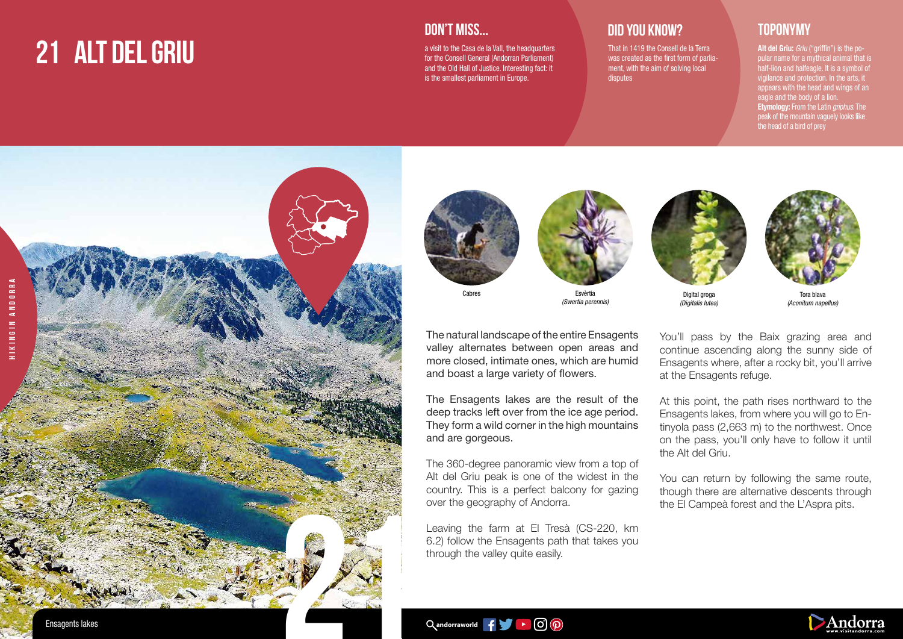# 21 ALT DEL GRIU

## DON'T MISS...

a visit to the Casa de la Vall, the headquarters for the Consell General (Andorran Parliament) and the Old Hall of Justice. Interesting fact: it is the smallest parliament in Europe.

## DID YOU KNOW?

That in 1419 the Consell de la Terra was created as the first form of parliament, with the aim of solving local disputes

## TOPONYMY

**Alt del Griu:** *Griu* ("griffin") is the popular name for a mythical animal that is half-lion and halfeagle. It is a symbol of vigilance and protection. In the arts, it appears with the head and wings of an eagle and the body of a lion.
**Etymology:** From the Latin *griphus*. The peak of the mountain vaguely looks like the head of a bird of prey

Cabres

Esvèrtia
*(Swertia perennis)*

Digital groga
*(Digitalis lutea)*

Tora blava
*(Aconitum napellus)*

The natural landscape of the entire Ensagents valley alternates between open areas and more closed, intimate ones, which are humid and boast a large variety of flowers.

The Ensagents lakes are the result of the deep tracks left over from the ice age period. They form a wild corner in the high mountains and are gorgeous.

The 360-degree panoramic view from a top of Alt del Griu peak is one of the widest in the country. This is a perfect balcony for gazing over the geography of Andorra.

Leaving the farm at El Tresà (CS-220, km 6.2) follow the Ensagents path that takes you through the valley quite easily.

You'll pass by the Baix grazing area and continue ascending along the sunny side of Ensagents where, after a rocky bit, you'll arrive at the Ensagents refuge.

At this point, the path rises northward to the Ensagents lakes, from where you will go to Entinyola pass (2,663 m) to the northwest. Once on the pass, you'll only have to follow it until the Alt del Griu.

You can return by following the same route, though there are alternative descents through the El Campeà forest and the L'Aspra pits.

Ensagents lakes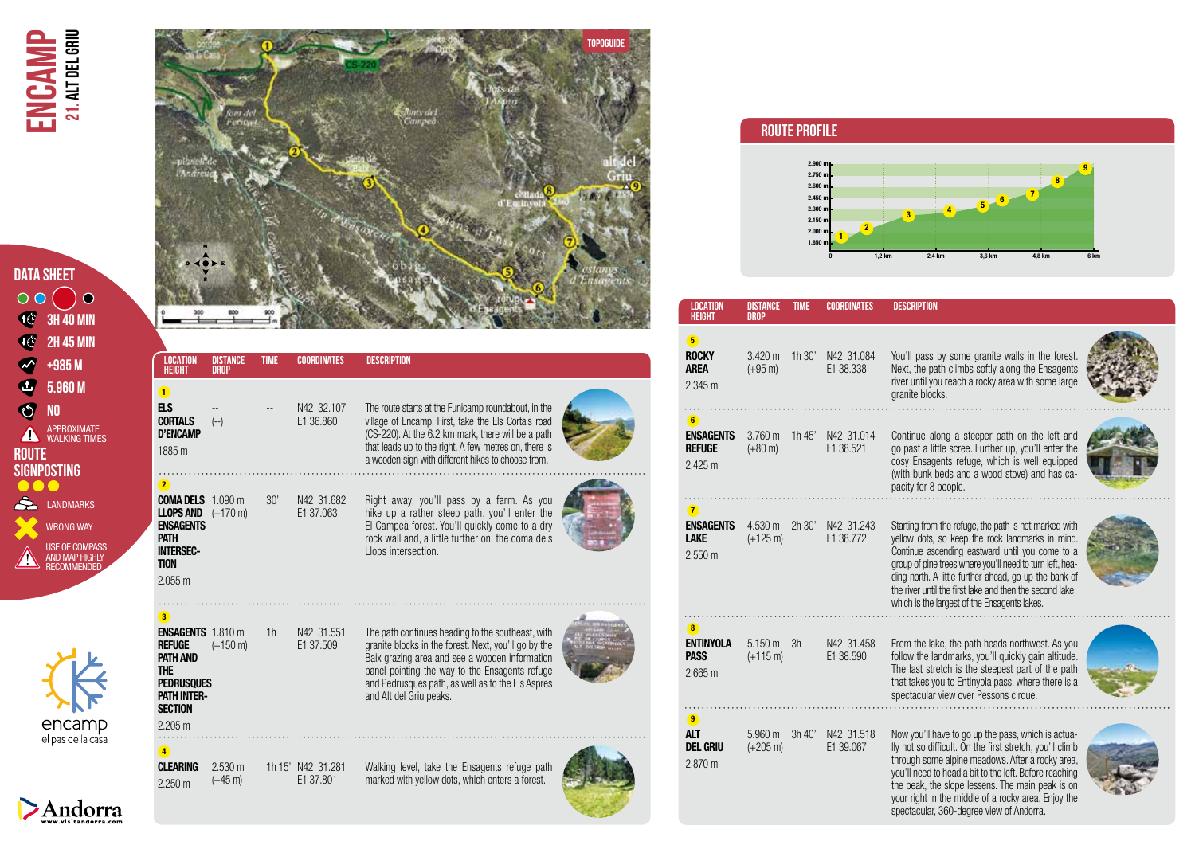# ENCAMP

## 21. ALT DEL GRIU

TOPOGUIDE

## DATA SHEET

3H 40 MIN

2H 45 MIN

+985 M

5.960 M

NO

APPROXIMATE WALKING TIMES

## ROUTE SIGNPOSTING

LANDMARKS

WRONG WAY

USE OF COMPASS AND MAP HIGHLY RECOMMENDED

| LOCATION HEIGHT | DISTANCE DROP | TIME | COORDINATES | DESCRIPTION |
|---|---|---|---|---|
| 1 **ELS CORTALS D'ENCAMP** 1885 m | -- (--) | -- | N42 32.107 E1 36.860 | The route starts at the Funicamp roundabout, in the village of Encamp. First, take the Els Cortals road (CS-220). At the 6.2 km mark, there will be a path that leads up to the right. A few metres on, there is a wooden sign with different hikes to choose from. |
| 2 **COMA DELS LLOPS AND ENSAGENTS PATH INTERSECTION** 2.055 m | 1.090 m (+170 m) | 30' | N42 31.682 E1 37.063 | Right away, you'll pass by a farm. As you hike up a rather steep path, you'll enter the El Campeà forest. You'll quickly come to a dry rock wall and, a little further on, the coma dels Llops intersection. |
| 3 **ENSAGENTS REFUGE PATH AND THE PEDRUSQUES PATH INTERSECTION** 2.205 m | 1.810 m (+150 m) | 1h | N42 31.551 E1 37.509 | The path continues heading to the southeast, with granite blocks in the forest. Next, you'll go by the Baix grazing area and see a wooden information panel pointing the way to the Ensagents refuge and Pedrusques path, as well as to the Els Aspres and Alt del Griu peaks. |
| 4 **CLEARING** 2.250 m | 2.530 m (+45 m) | 1h 15' | N42 31.281 E1 37.801 | Walking level, take the Ensagents refuge path marked with yellow dots, which enters a forest. |
| 5 **ROCKY AREA** 2.345 m | 3.420 m (+95 m) | 1h 30' | N42 31.084 E1 38.338 | You'll pass by some granite walls in the forest. Next, the path climbs softly along the Ensagents river until you reach a rocky area with some large granite blocks. |
| 6 **ENSAGENTS REFUGE** 2.425 m | 3.760 m (+80 m) | 1h 45' | N42 31.014 E1 38.521 | Continue along a steeper path on the left and go past a little scree. Further up, you'll enter the cosy Ensagents refuge, which is well equipped (with bunk beds and a wood stove) and has capacity for 8 people. |
| 7 **ENSAGENTS LAKE** 2.550 m | 4.530 m (+125 m) | 2h 30' | N42 31.243 E1 38.772 | Starting from the refuge, the path is not marked with yellow dots, so keep the rock landmarks in mind. Continue ascending eastward until you come to a group of pine trees where you'll need to turn left, heading north. A little further ahead, go up the bank of the river until the first lake and then the second lake, which is the largest of the Ensagents lakes. |
| 8 **ENTINYOLA PASS** 2.665 m | 5.150 m (+115 m) | 3h | N42 31.458 E1 38.590 | From the lake, the path heads northwest. As you follow the landmarks, you'll quickly gain altitude. The last stretch is the steepest part of the path that takes you to Entinyola pass, where there is a spectacular view over Pessons cirque. |
| 9 **ALT DEL GRIU** 2.870 m | 5.960 m (+205 m) | 3h 40' | N42 31.518 E1 39.067 | Now you'll have to go up the pass, which is actually not so difficult. On the first stretch, you'll climb through some alpine meadows. After a rocky area, you'll need to head a bit to the left. Before reaching the peak, the slope lessens. The main peak is on your right in the middle of a rocky area. Enjoy the spectacular, 360-degree view of Andorra. |

## ROUTE PROFILE

2.900 m
2.750 m
2.600 m
2.450 m
2.300 m
2.150 m
2.000 m
1.850 m

0
1,2 km
2,4 km
3,6 km
4,8 km
6 km

encamp
el pas de la casa

Andorra
www.visitandorra.com